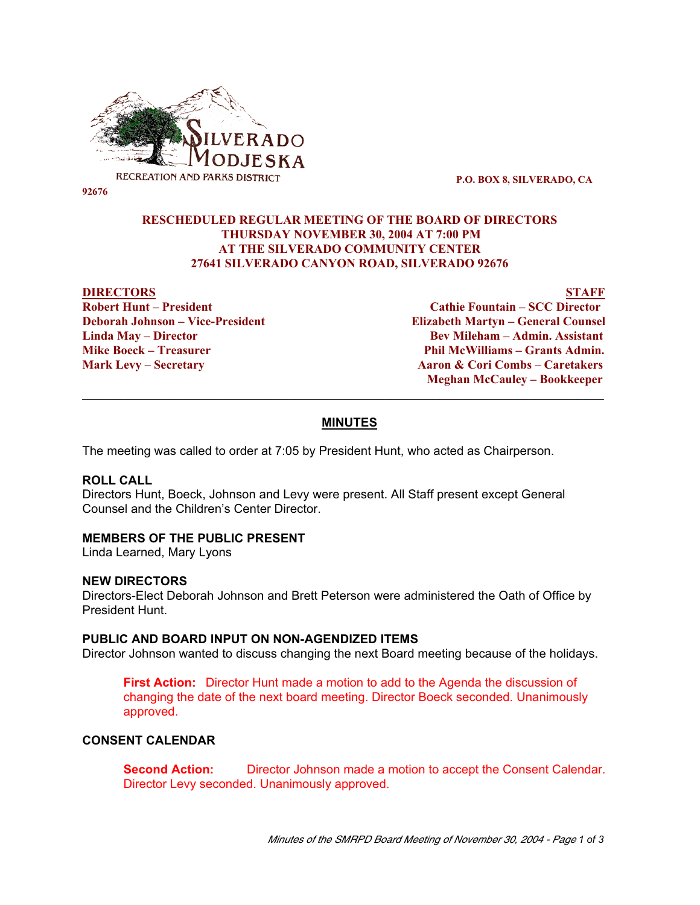SILVERADO MODJESKA RECREATION AND PARKS DISTRICT

P.O. BOX 8, SILVERADO, CA 92676

**RESCHEDULED REGULAR MEETING OF THE BOARD OF DIRECTORS**
**THURSDAY NOVEMBER 30, 2004 AT 7:00 PM**
**AT THE SILVERADO COMMUNITY CENTER**
**27641 SILVERADO CANYON ROAD, SILVERADO 92676**

| DIRECTORS | STAFF |
|---|---|
| Robert Hunt – President | Cathie Fountain – SCC Director |
| Deborah Johnson – Vice-President | Elizabeth Martyn – General Counsel |
| Linda May – Director | Bev Mileham – Admin. Assistant |
| Mike Boeck – Treasurer | Phil McWilliams – Grants Admin. |
| Mark Levy – Secretary | Aaron & Cori Combs – Caretakers |
| | Meghan McCauley – Bookkeeper |

---

## MINUTES

The meeting was called to order at 7:05 by President Hunt, who acted as Chairperson.

### ROLL CALL

Directors Hunt, Boeck, Johnson and Levy were present. All Staff present except General Counsel and the Children's Center Director.

### MEMBERS OF THE PUBLIC PRESENT

Linda Learned, Mary Lyons

### NEW DIRECTORS

Directors-Elect Deborah Johnson and Brett Peterson were administered the Oath of Office by President Hunt.

### PUBLIC AND BOARD INPUT ON NON-AGENDIZED ITEMS

Director Johnson wanted to discuss changing the next Board meeting because of the holidays.

> **First Action:** Director Hunt made a motion to add to the Agenda the discussion of changing the date of the next board meeting. Director Boeck seconded. Unanimously approved.

### CONSENT CALENDAR

> **Second Action:** Director Johnson made a motion to accept the Consent Calendar. Director Levy seconded. Unanimously approved.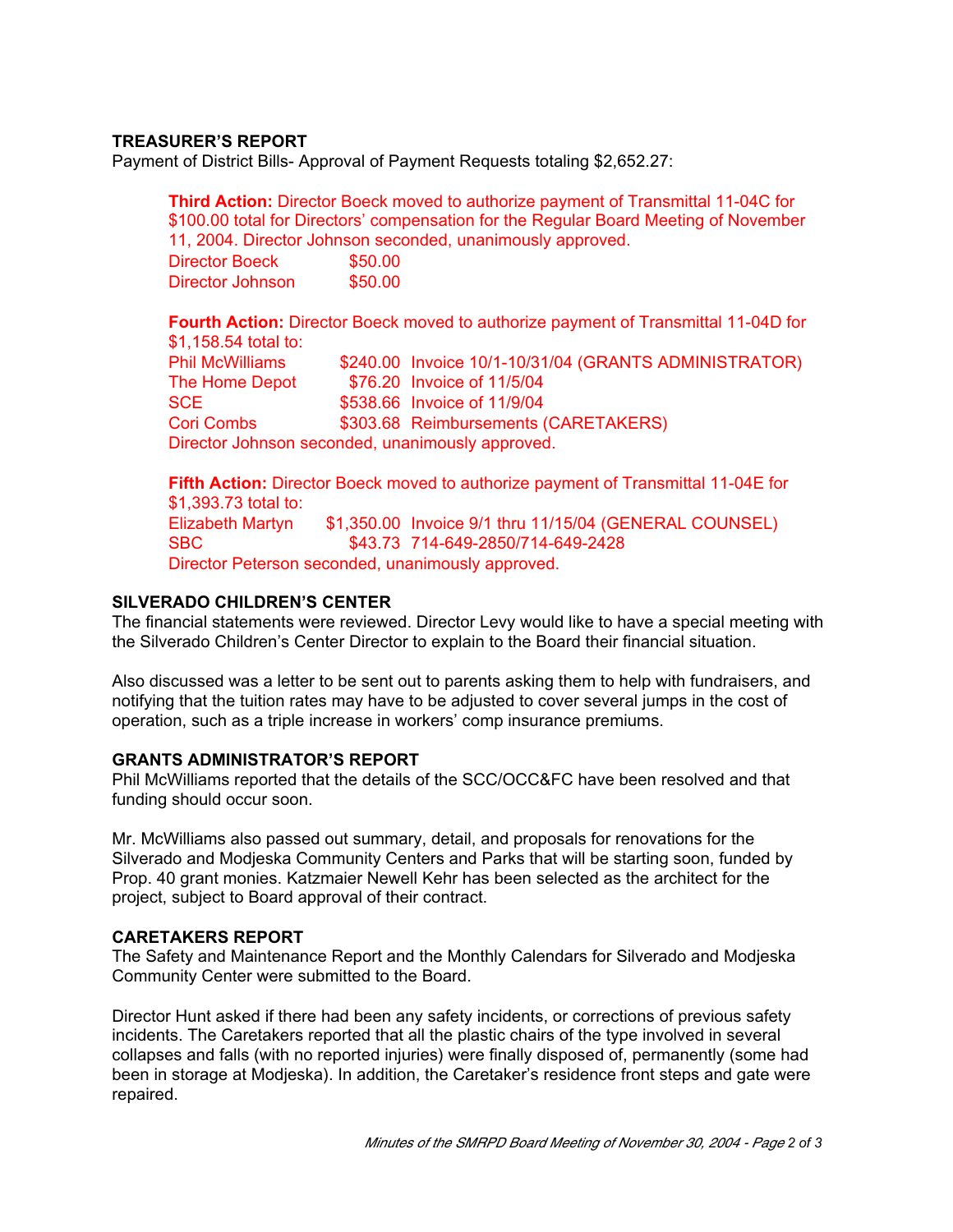### TREASURER'S REPORT

Payment of District Bills- Approval of Payment Requests totaling $2,652.27:

**Third Action:** Director Boeck moved to authorize payment of Transmittal 11-04C for $100.00 total for Directors' compensation for the Regular Board Meeting of November 11, 2004. Director Johnson seconded, unanimously approved.

| | |
|---|---|
| Director Boeck | $50.00 |
| Director Johnson | $50.00 |

**Fourth Action:** Director Boeck moved to authorize payment of Transmittal 11-04D for $1,158.54 total to:

| | | |
|---|---|---|
| Phil McWilliams | $240.00 | Invoice 10/1-10/31/04 (GRANTS ADMINISTRATOR) |
| The Home Depot | $76.20 | Invoice of 11/5/04 |
| SCE | $538.66 | Invoice of 11/9/04 |
| Cori Combs | $303.68 | Reimbursements (CARETAKERS) |

Director Johnson seconded, unanimously approved.

**Fifth Action:** Director Boeck moved to authorize payment of Transmittal 11-04E for $1,393.73 total to:

| | | |
|---|---|---|
| Elizabeth Martyn | $1,350.00 | Invoice 9/1 thru 11/15/04 (GENERAL COUNSEL) |
| SBC | $43.73 | 714-649-2850/714-649-2428 |

Director Peterson seconded, unanimously approved.

### SILVERADO CHILDREN'S CENTER

The financial statements were reviewed. Director Levy would like to have a special meeting with the Silverado Children's Center Director to explain to the Board their financial situation.

Also discussed was a letter to be sent out to parents asking them to help with fundraisers, and notifying that the tuition rates may have to be adjusted to cover several jumps in the cost of operation, such as a triple increase in workers' comp insurance premiums.

### GRANTS ADMINISTRATOR'S REPORT

Phil McWilliams reported that the details of the SCC/OCC&FC have been resolved and that funding should occur soon.

Mr. McWilliams also passed out summary, detail, and proposals for renovations for the Silverado and Modjeska Community Centers and Parks that will be starting soon, funded by Prop. 40 grant monies. Katzmaier Newell Kehr has been selected as the architect for the project, subject to Board approval of their contract.

### CARETAKERS REPORT

The Safety and Maintenance Report and the Monthly Calendars for Silverado and Modjeska Community Center were submitted to the Board.

Director Hunt asked if there had been any safety incidents, or corrections of previous safety incidents. The Caretakers reported that all the plastic chairs of the type involved in several collapses and falls (with no reported injuries) were finally disposed of, permanently (some had been in storage at Modjeska). In addition, the Caretaker's residence front steps and gate were repaired.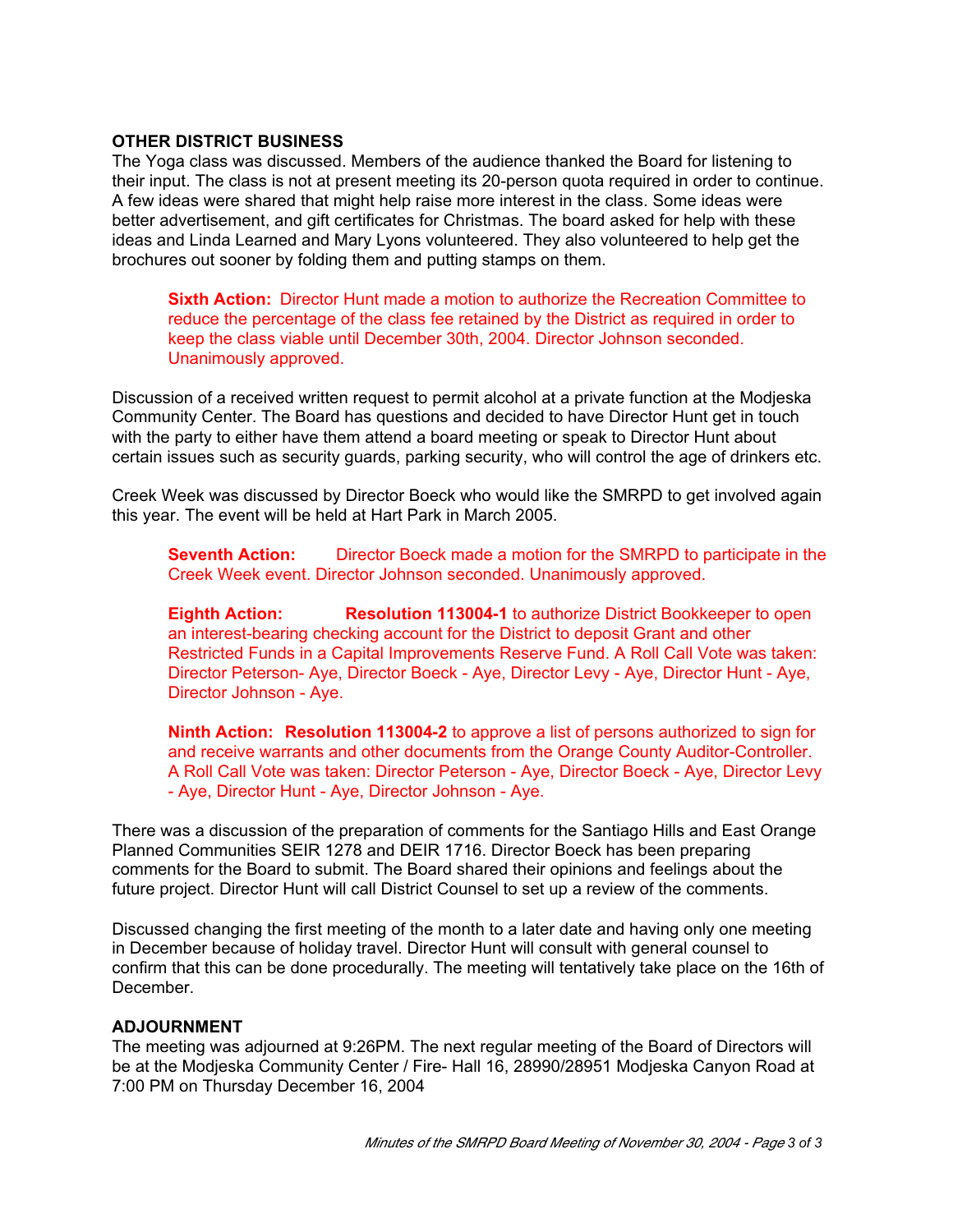### OTHER DISTRICT BUSINESS

The Yoga class was discussed. Members of the audience thanked the Board for listening to their input. The class is not at present meeting its 20-person quota required in order to continue. A few ideas were shared that might help raise more interest in the class. Some ideas were better advertisement, and gift certificates for Christmas. The board asked for help with these ideas and Linda Learned and Mary Lyons volunteered. They also volunteered to help get the brochures out sooner by folding them and putting stamps on them.

> **Sixth Action:** Director Hunt made a motion to authorize the Recreation Committee to reduce the percentage of the class fee retained by the District as required in order to keep the class viable until December 30th, 2004. Director Johnson seconded. Unanimously approved.

Discussion of a received written request to permit alcohol at a private function at the Modjeska Community Center. The Board has questions and decided to have Director Hunt get in touch with the party to either have them attend a board meeting or speak to Director Hunt about certain issues such as security guards, parking security, who will control the age of drinkers etc.

Creek Week was discussed by Director Boeck who would like the SMRPD to get involved again this year. The event will be held at Hart Park in March 2005.

> **Seventh Action:** Director Boeck made a motion for the SMRPD to participate in the Creek Week event. Director Johnson seconded. Unanimously approved.

> **Eighth Action:** **Resolution 113004-1** to authorize District Bookkeeper to open an interest-bearing checking account for the District to deposit Grant and other Restricted Funds in a Capital Improvements Reserve Fund. A Roll Call Vote was taken: Director Peterson- Aye, Director Boeck - Aye, Director Levy - Aye, Director Hunt - Aye, Director Johnson - Aye.

> **Ninth Action:** **Resolution 113004-2** to approve a list of persons authorized to sign for and receive warrants and other documents from the Orange County Auditor-Controller. A Roll Call Vote was taken: Director Peterson - Aye, Director Boeck - Aye, Director Levy - Aye, Director Hunt - Aye, Director Johnson - Aye.

There was a discussion of the preparation of comments for the Santiago Hills and East Orange Planned Communities SEIR 1278 and DEIR 1716. Director Boeck has been preparing comments for the Board to submit. The Board shared their opinions and feelings about the future project. Director Hunt will call District Counsel to set up a review of the comments.

Discussed changing the first meeting of the month to a later date and having only one meeting in December because of holiday travel. Director Hunt will consult with general counsel to confirm that this can be done procedurally. The meeting will tentatively take place on the 16th of December.

### ADJOURNMENT

The meeting was adjourned at 9:26PM. The next regular meeting of the Board of Directors will be at the Modjeska Community Center / Fire- Hall 16, 28990/28951 Modjeska Canyon Road at 7:00 PM on Thursday December 16, 2004